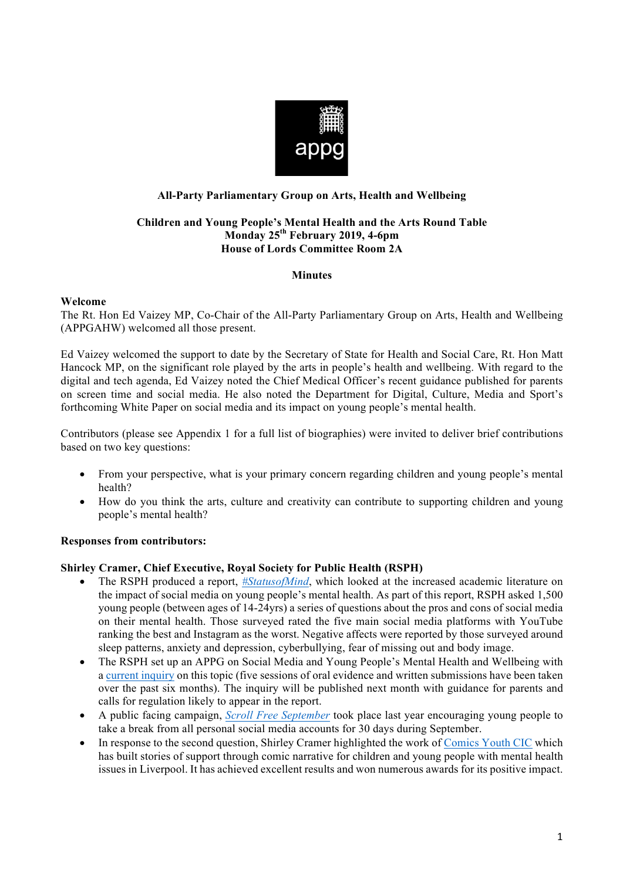**All-Party Parliamentary Group on Arts, Health and Wellbeing**

**Children and Young People's Mental Health and the Arts Round Table**
**Monday 25th February 2019, 4-6pm**
**House of Lords Committee Room 2A**

**Minutes**

**Welcome**
The Rt. Hon Ed Vaizey MP, Co-Chair of the All-Party Parliamentary Group on Arts, Health and Wellbeing (APPGAHW) welcomed all those present.

Ed Vaizey welcomed the support to date by the Secretary of State for Health and Social Care, Rt. Hon Matt Hancock MP, on the significant role played by the arts in people's health and wellbeing. With regard to the digital and tech agenda, Ed Vaizey noted the Chief Medical Officer's recent guidance published for parents on screen time and social media. He also noted the Department for Digital, Culture, Media and Sport's forthcoming White Paper on social media and its impact on young people's mental health.

Contributors (please see Appendix 1 for a full list of biographies) were invited to deliver brief contributions based on two key questions:

- From your perspective, what is your primary concern regarding children and young people's mental health?
- How do you think the arts, culture and creativity can contribute to supporting children and young people's mental health?

**Responses from contributors:**

**Shirley Cramer, Chief Executive, Royal Society for Public Health (RSPH)**

- The RSPH produced a report, *#StatusofMind*, which looked at the increased academic literature on the impact of social media on young people's mental health. As part of this report, RSPH asked 1,500 young people (between ages of 14-24yrs) a series of questions about the pros and cons of social media on their mental health. Those surveyed rated the five main social media platforms with YouTube ranking the best and Instagram as the worst. Negative affects were reported by those surveyed around sleep patterns, anxiety and depression, cyberbullying, fear of missing out and body image.
- The RSPH set up an APPG on Social Media and Young People's Mental Health and Wellbeing with a current inquiry on this topic (five sessions of oral evidence and written submissions have been taken over the past six months). The inquiry will be published next month with guidance for parents and calls for regulation likely to appear in the report.
- A public facing campaign, *Scroll Free September* took place last year encouraging young people to take a break from all personal social media accounts for 30 days during September.
- In response to the second question, Shirley Cramer highlighted the work of Comics Youth CIC which has built stories of support through comic narrative for children and young people with mental health issues in Liverpool. It has achieved excellent results and won numerous awards for its positive impact.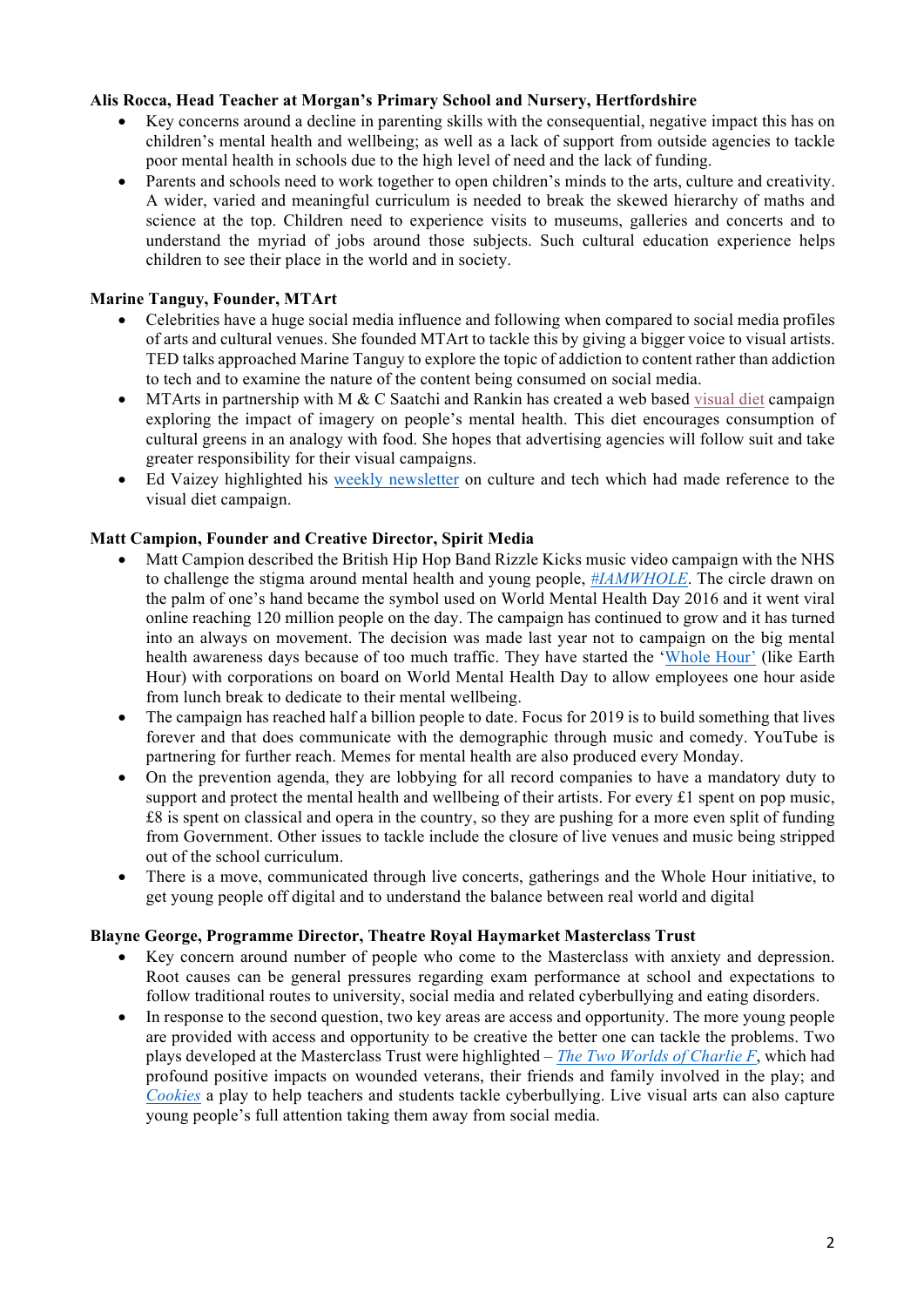**Alis Rocca, Head Teacher at Morgan's Primary School and Nursery, Hertfordshire**

- Key concerns around a decline in parenting skills with the consequential, negative impact this has on children's mental health and wellbeing; as well as a lack of support from outside agencies to tackle poor mental health in schools due to the high level of need and the lack of funding.
- Parents and schools need to work together to open children's minds to the arts, culture and creativity. A wider, varied and meaningful curriculum is needed to break the skewed hierarchy of maths and science at the top. Children need to experience visits to museums, galleries and concerts and to understand the myriad of jobs around those subjects. Such cultural education experience helps children to see their place in the world and in society.

**Marine Tanguy, Founder, MTArt**

- Celebrities have a huge social media influence and following when compared to social media profiles of arts and cultural venues. She founded MTArt to tackle this by giving a bigger voice to visual artists. TED talks approached Marine Tanguy to explore the topic of addiction to content rather than addiction to tech and to examine the nature of the content being consumed on social media.
- MTArts in partnership with M & C Saatchi and Rankin has created a web based visual diet campaign exploring the impact of imagery on people's mental health. This diet encourages consumption of cultural greens in an analogy with food. She hopes that advertising agencies will follow suit and take greater responsibility for their visual campaigns.
- Ed Vaizey highlighted his weekly newsletter on culture and tech which had made reference to the visual diet campaign.

**Matt Campion, Founder and Creative Director, Spirit Media**

- Matt Campion described the British Hip Hop Band Rizzle Kicks music video campaign with the NHS to challenge the stigma around mental health and young people, *#IAMWHOLE*. The circle drawn on the palm of one's hand became the symbol used on World Mental Health Day 2016 and it went viral online reaching 120 million people on the day. The campaign has continued to grow and it has turned into an always on movement. The decision was made last year not to campaign on the big mental health awareness days because of too much traffic. They have started the 'Whole Hour' (like Earth Hour) with corporations on board on World Mental Health Day to allow employees one hour aside from lunch break to dedicate to their mental wellbeing.
- The campaign has reached half a billion people to date. Focus for 2019 is to build something that lives forever and that does communicate with the demographic through music and comedy. YouTube is partnering for further reach. Memes for mental health are also produced every Monday.
- On the prevention agenda, they are lobbying for all record companies to have a mandatory duty to support and protect the mental health and wellbeing of their artists. For every £1 spent on pop music, £8 is spent on classical and opera in the country, so they are pushing for a more even split of funding from Government. Other issues to tackle include the closure of live venues and music being stripped out of the school curriculum.
- There is a move, communicated through live concerts, gatherings and the Whole Hour initiative, to get young people off digital and to understand the balance between real world and digital

**Blayne George, Programme Director, Theatre Royal Haymarket Masterclass Trust**

- Key concern around number of people who come to the Masterclass with anxiety and depression. Root causes can be general pressures regarding exam performance at school and expectations to follow traditional routes to university, social media and related cyberbullying and eating disorders.
- In response to the second question, two key areas are access and opportunity. The more young people are provided with access and opportunity to be creative the better one can tackle the problems. Two plays developed at the Masterclass Trust were highlighted – *The Two Worlds of Charlie F*, which had profound positive impacts on wounded veterans, their friends and family involved in the play; and *Cookies* a play to help teachers and students tackle cyberbullying. Live visual arts can also capture young people's full attention taking them away from social media.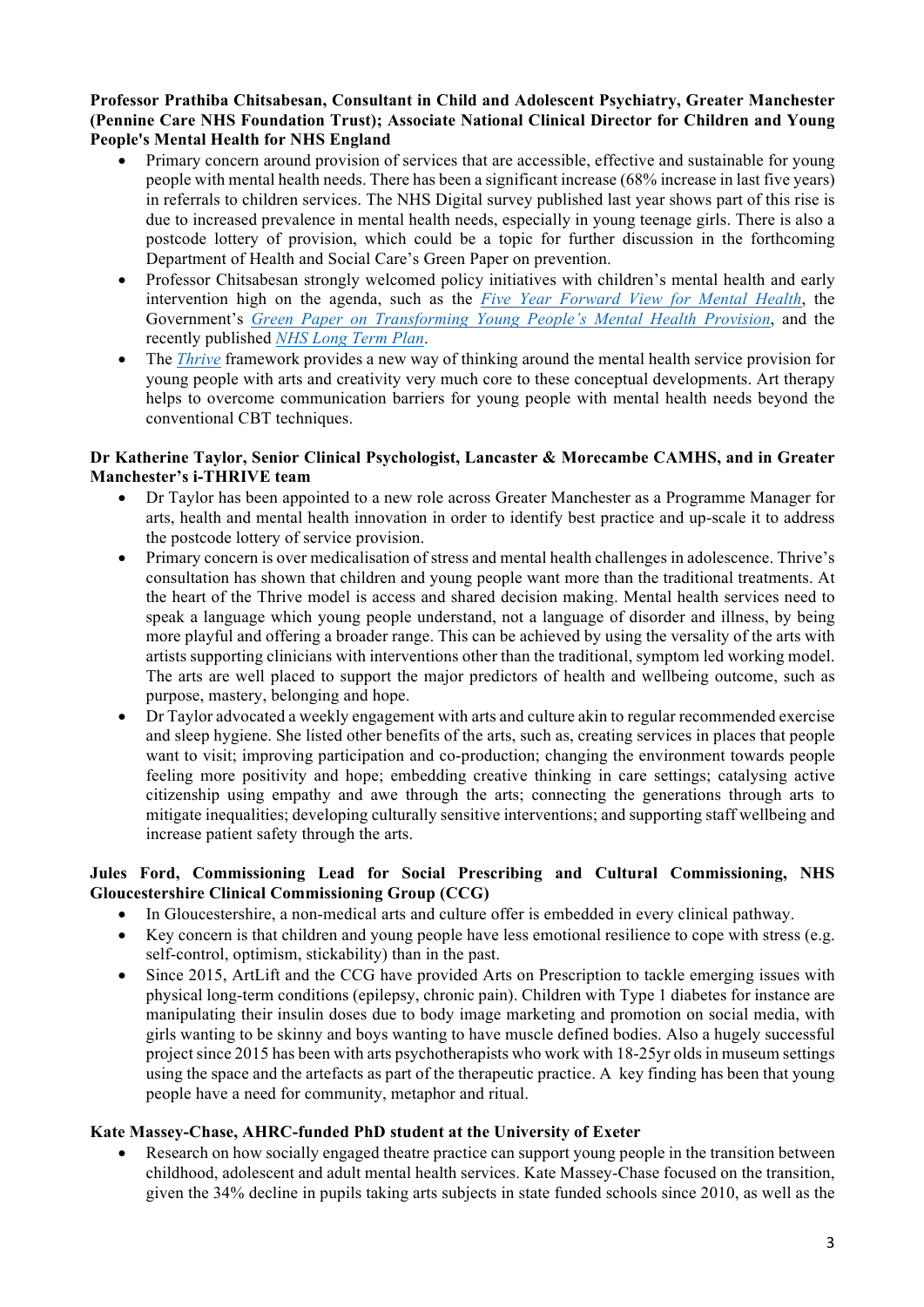**Professor Prathiba Chitsabesan, Consultant in Child and Adolescent Psychiatry, Greater Manchester (Pennine Care NHS Foundation Trust); Associate National Clinical Director for Children and Young People's Mental Health for NHS England**

- Primary concern around provision of services that are accessible, effective and sustainable for young people with mental health needs. There has been a significant increase (68% increase in last five years) in referrals to children services. The NHS Digital survey published last year shows part of this rise is due to increased prevalence in mental health needs, especially in young teenage girls. There is also a postcode lottery of provision, which could be a topic for further discussion in the forthcoming Department of Health and Social Care's Green Paper on prevention.
- Professor Chitsabesan strongly welcomed policy initiatives with children's mental health and early intervention high on the agenda, such as the *Five Year Forward View for Mental Health*, the Government's *Green Paper on Transforming Young People's Mental Health Provision*, and the recently published *NHS Long Term Plan*.
- The *Thrive* framework provides a new way of thinking around the mental health service provision for young people with arts and creativity very much core to these conceptual developments. Art therapy helps to overcome communication barriers for young people with mental health needs beyond the conventional CBT techniques.

**Dr Katherine Taylor, Senior Clinical Psychologist, Lancaster & Morecambe CAMHS, and in Greater Manchester's i-THRIVE team**

- Dr Taylor has been appointed to a new role across Greater Manchester as a Programme Manager for arts, health and mental health innovation in order to identify best practice and up-scale it to address the postcode lottery of service provision.
- Primary concern is over medicalisation of stress and mental health challenges in adolescence. Thrive's consultation has shown that children and young people want more than the traditional treatments. At the heart of the Thrive model is access and shared decision making. Mental health services need to speak a language which young people understand, not a language of disorder and illness, by being more playful and offering a broader range. This can be achieved by using the versality of the arts with artists supporting clinicians with interventions other than the traditional, symptom led working model. The arts are well placed to support the major predictors of health and wellbeing outcome, such as purpose, mastery, belonging and hope.
- Dr Taylor advocated a weekly engagement with arts and culture akin to regular recommended exercise and sleep hygiene. She listed other benefits of the arts, such as, creating services in places that people want to visit; improving participation and co-production; changing the environment towards people feeling more positivity and hope; embedding creative thinking in care settings; catalysing active citizenship using empathy and awe through the arts; connecting the generations through arts to mitigate inequalities; developing culturally sensitive interventions; and supporting staff wellbeing and increase patient safety through the arts.

**Jules Ford, Commissioning Lead for Social Prescribing and Cultural Commissioning, NHS Gloucestershire Clinical Commissioning Group (CCG)**

- In Gloucestershire, a non-medical arts and culture offer is embedded in every clinical pathway.
- Key concern is that children and young people have less emotional resilience to cope with stress (e.g. self-control, optimism, stickability) than in the past.
- Since 2015, ArtLift and the CCG have provided Arts on Prescription to tackle emerging issues with physical long-term conditions (epilepsy, chronic pain). Children with Type 1 diabetes for instance are manipulating their insulin doses due to body image marketing and promotion on social media, with girls wanting to be skinny and boys wanting to have muscle defined bodies. Also a hugely successful project since 2015 has been with arts psychotherapists who work with 18-25yr olds in museum settings using the space and the artefacts as part of the therapeutic practice. A key finding has been that young people have a need for community, metaphor and ritual.

**Kate Massey-Chase, AHRC-funded PhD student at the University of Exeter**

- Research on how socially engaged theatre practice can support young people in the transition between childhood, adolescent and adult mental health services. Kate Massey-Chase focused on the transition, given the 34% decline in pupils taking arts subjects in state funded schools since 2010, as well as the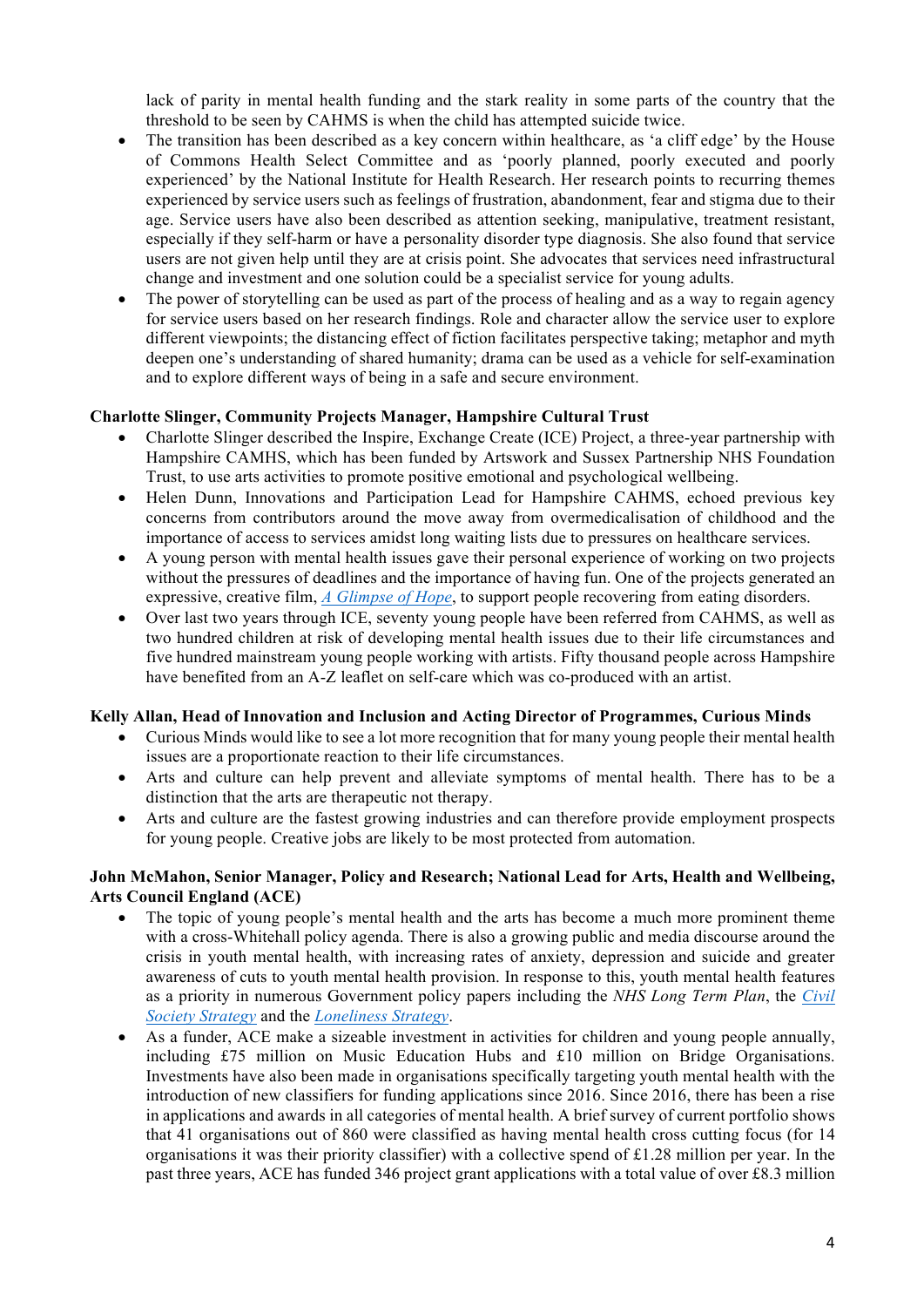lack of parity in mental health funding and the stark reality in some parts of the country that the threshold to be seen by CAHMS is when the child has attempted suicide twice.

- The transition has been described as a key concern within healthcare, as 'a cliff edge' by the House of Commons Health Select Committee and as 'poorly planned, poorly executed and poorly experienced' by the National Institute for Health Research. Her research points to recurring themes experienced by service users such as feelings of frustration, abandonment, fear and stigma due to their age. Service users have also been described as attention seeking, manipulative, treatment resistant, especially if they self-harm or have a personality disorder type diagnosis. She also found that service users are not given help until they are at crisis point. She advocates that services need infrastructural change and investment and one solution could be a specialist service for young adults.
- The power of storytelling can be used as part of the process of healing and as a way to regain agency for service users based on her research findings. Role and character allow the service user to explore different viewpoints; the distancing effect of fiction facilitates perspective taking; metaphor and myth deepen one's understanding of shared humanity; drama can be used as a vehicle for self-examination and to explore different ways of being in a safe and secure environment.

**Charlotte Slinger, Community Projects Manager, Hampshire Cultural Trust**

- Charlotte Slinger described the Inspire, Exchange Create (ICE) Project, a three-year partnership with Hampshire CAMHS, which has been funded by Artswork and Sussex Partnership NHS Foundation Trust, to use arts activities to promote positive emotional and psychological wellbeing.
- Helen Dunn, Innovations and Participation Lead for Hampshire CAHMS, echoed previous key concerns from contributors around the move away from overmedicalisation of childhood and the importance of access to services amidst long waiting lists due to pressures on healthcare services.
- A young person with mental health issues gave their personal experience of working on two projects without the pressures of deadlines and the importance of having fun. One of the projects generated an expressive, creative film, *A Glimpse of Hope*, to support people recovering from eating disorders.
- Over last two years through ICE, seventy young people have been referred from CAHMS, as well as two hundred children at risk of developing mental health issues due to their life circumstances and five hundred mainstream young people working with artists. Fifty thousand people across Hampshire have benefited from an A-Z leaflet on self-care which was co-produced with an artist.

**Kelly Allan, Head of Innovation and Inclusion and Acting Director of Programmes, Curious Minds**

- Curious Minds would like to see a lot more recognition that for many young people their mental health issues are a proportionate reaction to their life circumstances.
- Arts and culture can help prevent and alleviate symptoms of mental health. There has to be a distinction that the arts are therapeutic not therapy.
- Arts and culture are the fastest growing industries and can therefore provide employment prospects for young people. Creative jobs are likely to be most protected from automation.

**John McMahon, Senior Manager, Policy and Research; National Lead for Arts, Health and Wellbeing, Arts Council England (ACE)**

- The topic of young people's mental health and the arts has become a much more prominent theme with a cross-Whitehall policy agenda. There is also a growing public and media discourse around the crisis in youth mental health, with increasing rates of anxiety, depression and suicide and greater awareness of cuts to youth mental health provision. In response to this, youth mental health features as a priority in numerous Government policy papers including the *NHS Long Term Plan*, the *Civil Society Strategy* and the *Loneliness Strategy*.
- As a funder, ACE make a sizeable investment in activities for children and young people annually, including £75 million on Music Education Hubs and £10 million on Bridge Organisations. Investments have also been made in organisations specifically targeting youth mental health with the introduction of new classifiers for funding applications since 2016. Since 2016, there has been a rise in applications and awards in all categories of mental health. A brief survey of current portfolio shows that 41 organisations out of 860 were classified as having mental health cross cutting focus (for 14 organisations it was their priority classifier) with a collective spend of £1.28 million per year. In the past three years, ACE has funded 346 project grant applications with a total value of over £8.3 million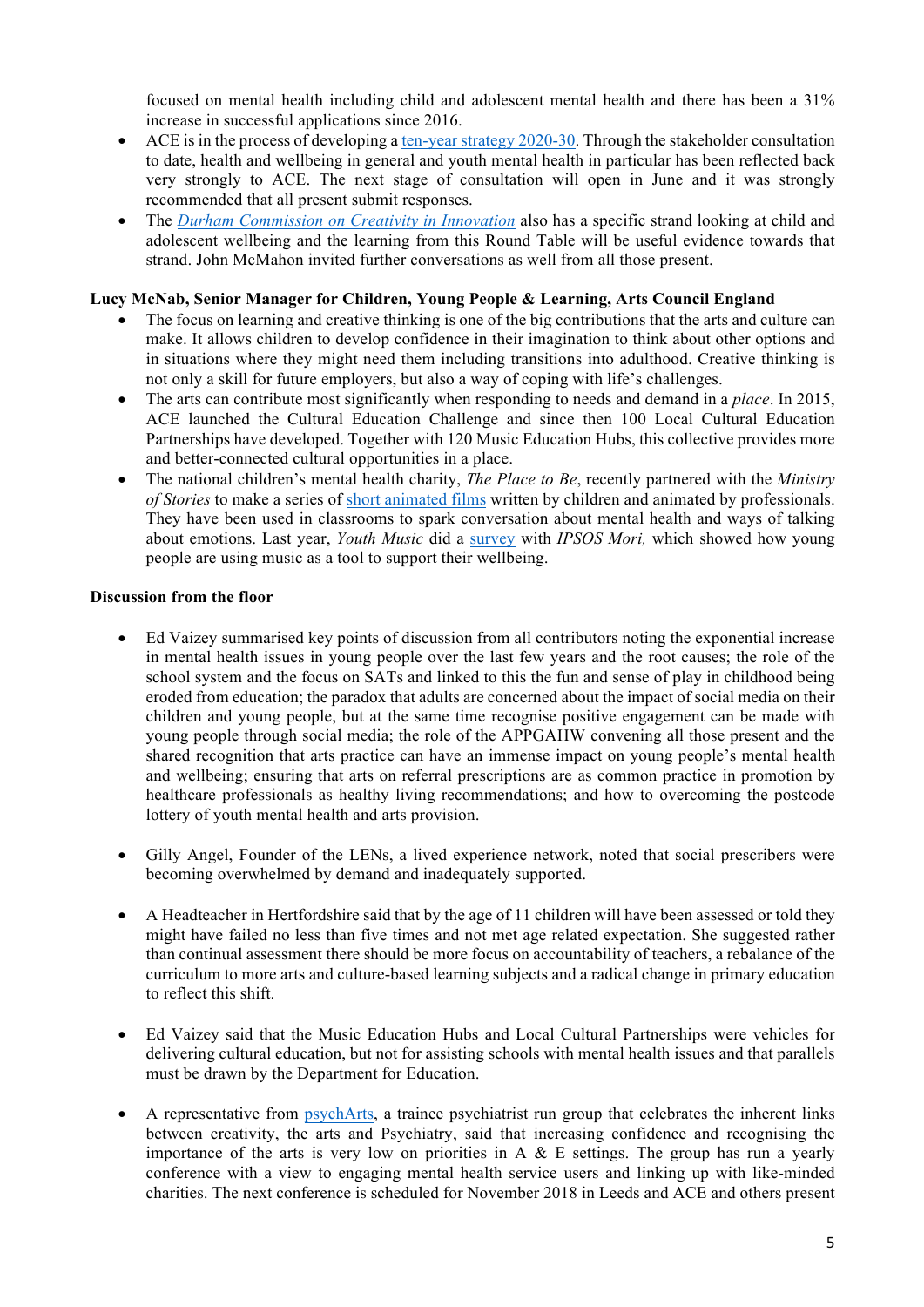focused on mental health including child and adolescent mental health and there has been a 31% increase in successful applications since 2016.

- ACE is in the process of developing a ten-year strategy 2020-30. Through the stakeholder consultation to date, health and wellbeing in general and youth mental health in particular has been reflected back very strongly to ACE. The next stage of consultation will open in June and it was strongly recommended that all present submit responses.
- The *Durham Commission on Creativity in Innovation* also has a specific strand looking at child and adolescent wellbeing and the learning from this Round Table will be useful evidence towards that strand. John McMahon invited further conversations as well from all those present.

**Lucy McNab, Senior Manager for Children, Young People & Learning, Arts Council England**

- The focus on learning and creative thinking is one of the big contributions that the arts and culture can make. It allows children to develop confidence in their imagination to think about other options and in situations where they might need them including transitions into adulthood. Creative thinking is not only a skill for future employers, but also a way of coping with life's challenges.
- The arts can contribute most significantly when responding to needs and demand in a *place*. In 2015, ACE launched the Cultural Education Challenge and since then 100 Local Cultural Education Partnerships have developed. Together with 120 Music Education Hubs, this collective provides more and better-connected cultural opportunities in a place.
- The national children's mental health charity, *The Place to Be*, recently partnered with the *Ministry of Stories* to make a series of short animated films written by children and animated by professionals. They have been used in classrooms to spark conversation about mental health and ways of talking about emotions. Last year, *Youth Music* did a survey with *IPSOS Mori,* which showed how young people are using music as a tool to support their wellbeing.

**Discussion from the floor**

- Ed Vaizey summarised key points of discussion from all contributors noting the exponential increase in mental health issues in young people over the last few years and the root causes; the role of the school system and the focus on SATs and linked to this the fun and sense of play in childhood being eroded from education; the paradox that adults are concerned about the impact of social media on their children and young people, but at the same time recognise positive engagement can be made with young people through social media; the role of the APPGAHW convening all those present and the shared recognition that arts practice can have an immense impact on young people's mental health and wellbeing; ensuring that arts on referral prescriptions are as common practice in promotion by healthcare professionals as healthy living recommendations; and how to overcoming the postcode lottery of youth mental health and arts provision.

- Gilly Angel, Founder of the LENs, a lived experience network, noted that social prescribers were becoming overwhelmed by demand and inadequately supported.

- A Headteacher in Hertfordshire said that by the age of 11 children will have been assessed or told they might have failed no less than five times and not met age related expectation. She suggested rather than continual assessment there should be more focus on accountability of teachers, a rebalance of the curriculum to more arts and culture-based learning subjects and a radical change in primary education to reflect this shift.

- Ed Vaizey said that the Music Education Hubs and Local Cultural Partnerships were vehicles for delivering cultural education, but not for assisting schools with mental health issues and that parallels must be drawn by the Department for Education.

- A representative from psychArts, a trainee psychiatrist run group that celebrates the inherent links between creativity, the arts and Psychiatry, said that increasing confidence and recognising the importance of the arts is very low on priorities in A & E settings. The group has run a yearly conference with a view to engaging mental health service users and linking up with like-minded charities. The next conference is scheduled for November 2018 in Leeds and ACE and others present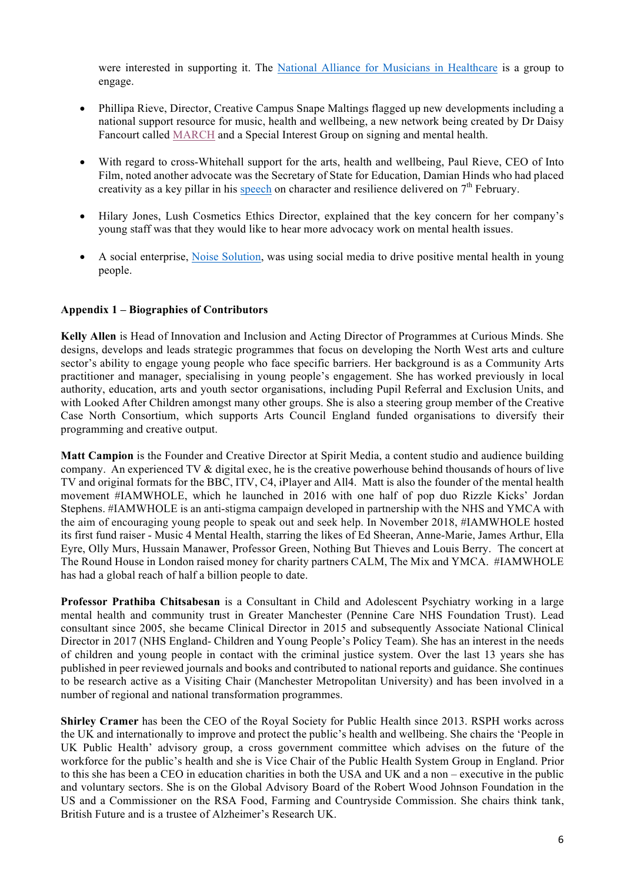were interested in supporting it. The National Alliance for Musicians in Healthcare is a group to engage.

- Phillipa Rieve, Director, Creative Campus Snape Maltings flagged up new developments including a national support resource for music, health and wellbeing, a new network being created by Dr Daisy Fancourt called MARCH and a Special Interest Group on signing and mental health.

- With regard to cross-Whitehall support for the arts, health and wellbeing, Paul Rieve, CEO of Into Film, noted another advocate was the Secretary of State for Education, Damian Hinds who had placed creativity as a key pillar in his speech on character and resilience delivered on 7th February.

- Hilary Jones, Lush Cosmetics Ethics Director, explained that the key concern for her company's young staff was that they would like to hear more advocacy work on mental health issues.

- A social enterprise, Noise Solution, was using social media to drive positive mental health in young people.

**Appendix 1 – Biographies of Contributors**

**Kelly Allen** is Head of Innovation and Inclusion and Acting Director of Programmes at Curious Minds. She designs, develops and leads strategic programmes that focus on developing the North West arts and culture sector's ability to engage young people who face specific barriers. Her background is as a Community Arts practitioner and manager, specialising in young people's engagement. She has worked previously in local authority, education, arts and youth sector organisations, including Pupil Referral and Exclusion Units, and with Looked After Children amongst many other groups. She is also a steering group member of the Creative Case North Consortium, which supports Arts Council England funded organisations to diversify their programming and creative output.

**Matt Campion** is the Founder and Creative Director at Spirit Media, a content studio and audience building company. An experienced TV & digital exec, he is the creative powerhouse behind thousands of hours of live TV and original formats for the BBC, ITV, C4, iPlayer and All4. Matt is also the founder of the mental health movement #IAMWHOLE, which he launched in 2016 with one half of pop duo Rizzle Kicks' Jordan Stephens. #IAMWHOLE is an anti-stigma campaign developed in partnership with the NHS and YMCA with the aim of encouraging young people to speak out and seek help. In November 2018, #IAMWHOLE hosted its first fund raiser - Music 4 Mental Health, starring the likes of Ed Sheeran, Anne-Marie, James Arthur, Ella Eyre, Olly Murs, Hussain Manawer, Professor Green, Nothing But Thieves and Louis Berry. The concert at The Round House in London raised money for charity partners CALM, The Mix and YMCA. #IAMWHOLE has had a global reach of half a billion people to date.

**Professor Prathiba Chitsabesan** is a Consultant in Child and Adolescent Psychiatry working in a large mental health and community trust in Greater Manchester (Pennine Care NHS Foundation Trust). Lead consultant since 2005, she became Clinical Director in 2015 and subsequently Associate National Clinical Director in 2017 (NHS England- Children and Young People's Policy Team). She has an interest in the needs of children and young people in contact with the criminal justice system. Over the last 13 years she has published in peer reviewed journals and books and contributed to national reports and guidance. She continues to be research active as a Visiting Chair (Manchester Metropolitan University) and has been involved in a number of regional and national transformation programmes.

**Shirley Cramer** has been the CEO of the Royal Society for Public Health since 2013. RSPH works across the UK and internationally to improve and protect the public's health and wellbeing. She chairs the 'People in UK Public Health' advisory group, a cross government committee which advises on the future of the workforce for the public's health and she is Vice Chair of the Public Health System Group in England. Prior to this she has been a CEO in education charities in both the USA and UK and a non – executive in the public and voluntary sectors. She is on the Global Advisory Board of the Robert Wood Johnson Foundation in the US and a Commissioner on the RSA Food, Farming and Countryside Commission. She chairs think tank, British Future and is a trustee of Alzheimer's Research UK.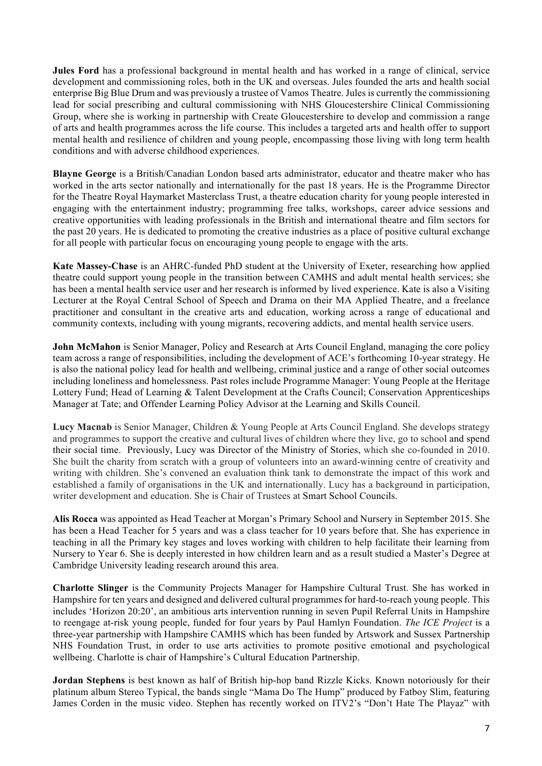**Jules Ford** has a professional background in mental health and has worked in a range of clinical, service development and commissioning roles, both in the UK and overseas. Jules founded the arts and health social enterprise Big Blue Drum and was previously a trustee of Vamos Theatre. Jules is currently the commissioning lead for social prescribing and cultural commissioning with NHS Gloucestershire Clinical Commissioning Group, where she is working in partnership with Create Gloucestershire to develop and commission a range of arts and health programmes across the life course. This includes a targeted arts and health offer to support mental health and resilience of children and young people, encompassing those living with long term health conditions and with adverse childhood experiences.

**Blayne George** is a British/Canadian London based arts administrator, educator and theatre maker who has worked in the arts sector nationally and internationally for the past 18 years. He is the Programme Director for the Theatre Royal Haymarket Masterclass Trust, a theatre education charity for young people interested in engaging with the entertainment industry; programming free talks, workshops, career advice sessions and creative opportunities with leading professionals in the British and international theatre and film sectors for the past 20 years. He is dedicated to promoting the creative industries as a place of positive cultural exchange for all people with particular focus on encouraging young people to engage with the arts.

**Kate Massey-Chase** is an AHRC-funded PhD student at the University of Exeter, researching how applied theatre could support young people in the transition between CAMHS and adult mental health services; she has been a mental health service user and her research is informed by lived experience. Kate is also a Visiting Lecturer at the Royal Central School of Speech and Drama on their MA Applied Theatre, and a freelance practitioner and consultant in the creative arts and education, working across a range of educational and community contexts, including with young migrants, recovering addicts, and mental health service users.

**John McMahon** is Senior Manager, Policy and Research at Arts Council England, managing the core policy team across a range of responsibilities, including the development of ACE's forthcoming 10-year strategy. He is also the national policy lead for health and wellbeing, criminal justice and a range of other social outcomes including loneliness and homelessness. Past roles include Programme Manager: Young People at the Heritage Lottery Fund; Head of Learning & Talent Development at the Crafts Council; Conservation Apprenticeships Manager at Tate; and Offender Learning Policy Advisor at the Learning and Skills Council.

**Lucy Macnab** is Senior Manager, Children & Young People at Arts Council England. She develops strategy and programmes to support the creative and cultural lives of children where they live, go to school and spend their social time. Previously, Lucy was Director of the Ministry of Stories, which she co-founded in 2010. She built the charity from scratch with a group of volunteers into an award-winning centre of creativity and writing with children. She's convened an evaluation think tank to demonstrate the impact of this work and established a family of organisations in the UK and internationally. Lucy has a background in participation, writer development and education. She is Chair of Trustees at Smart School Councils.

**Alis Rocca** was appointed as Head Teacher at Morgan's Primary School and Nursery in September 2015. She has been a Head Teacher for 5 years and was a class teacher for 10 years before that. She has experience in teaching in all the Primary key stages and loves working with children to help facilitate their learning from Nursery to Year 6. She is deeply interested in how children learn and as a result studied a Master's Degree at Cambridge University leading research around this area.

**Charlotte Slinger** is the Community Projects Manager for Hampshire Cultural Trust. She has worked in Hampshire for ten years and designed and delivered cultural programmes for hard-to-reach young people. This includes 'Horizon 20:20', an ambitious arts intervention running in seven Pupil Referral Units in Hampshire to reengage at-risk young people, funded for four years by Paul Hamlyn Foundation. *The ICE Project* is a three-year partnership with Hampshire CAMHS which has been funded by Artswork and Sussex Partnership NHS Foundation Trust, in order to use arts activities to promote positive emotional and psychological wellbeing. Charlotte is chair of Hampshire's Cultural Education Partnership.

**Jordan Stephens** is best known as half of British hip-hop band Rizzle Kicks. Known notoriously for their platinum album Stereo Typical, the bands single "Mama Do The Hump" produced by Fatboy Slim, featuring James Corden in the music video. Stephen has recently worked on ITV2's "Don't Hate The Playaz" with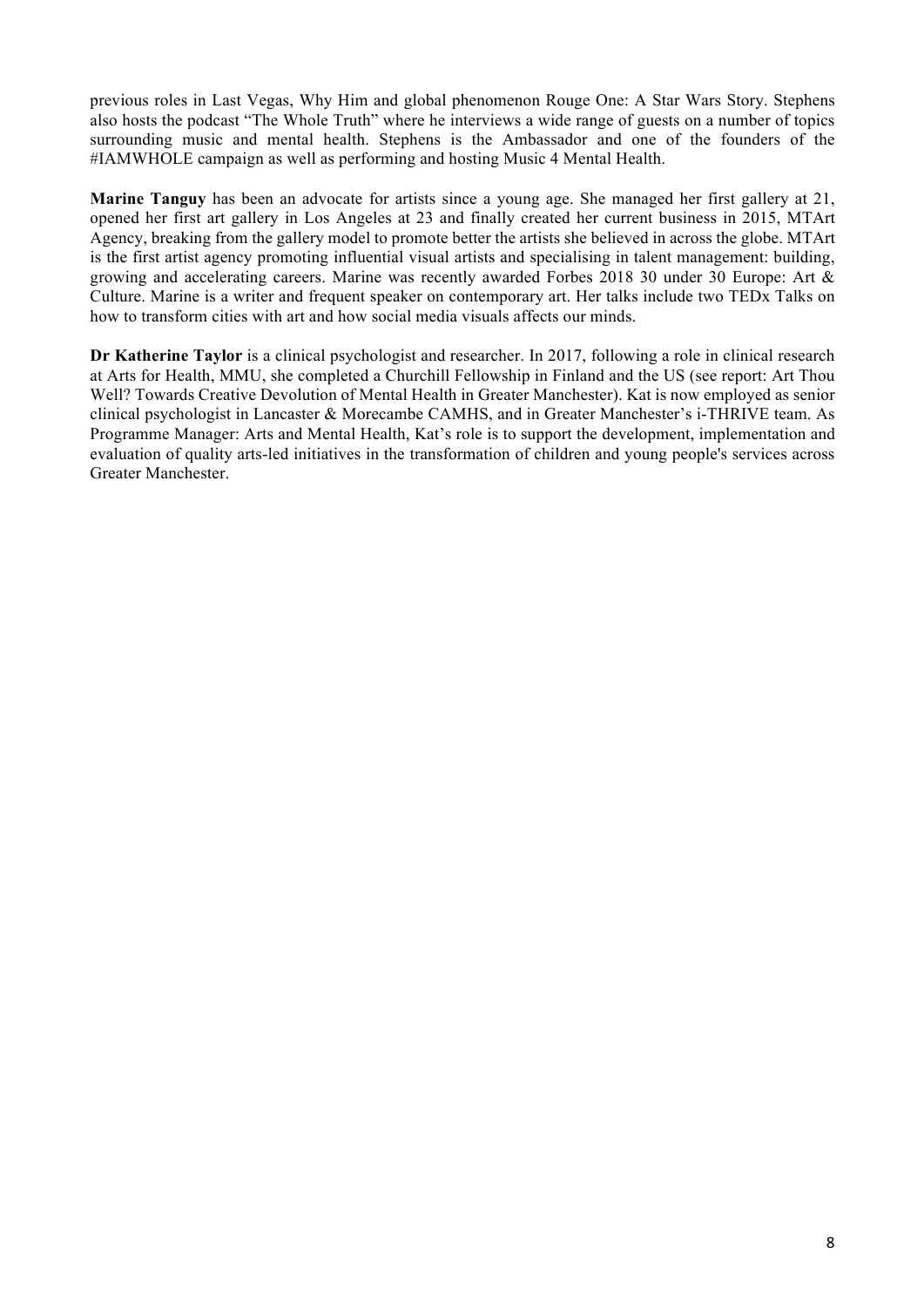previous roles in Last Vegas, Why Him and global phenomenon Rouge One: A Star Wars Story. Stephens also hosts the podcast "The Whole Truth" where he interviews a wide range of guests on a number of topics surrounding music and mental health. Stephens is the Ambassador and one of the founders of the #IAMWHOLE campaign as well as performing and hosting Music 4 Mental Health.

**Marine Tanguy** has been an advocate for artists since a young age. She managed her first gallery at 21, opened her first art gallery in Los Angeles at 23 and finally created her current business in 2015, MTArt Agency, breaking from the gallery model to promote better the artists she believed in across the globe. MTArt is the first artist agency promoting influential visual artists and specialising in talent management: building, growing and accelerating careers. Marine was recently awarded Forbes 2018 30 under 30 Europe: Art & Culture. Marine is a writer and frequent speaker on contemporary art. Her talks include two TEDx Talks on how to transform cities with art and how social media visuals affects our minds.

**Dr Katherine Taylor** is a clinical psychologist and researcher. In 2017, following a role in clinical research at Arts for Health, MMU, she completed a Churchill Fellowship in Finland and the US (see report: Art Thou Well? Towards Creative Devolution of Mental Health in Greater Manchester). Kat is now employed as senior clinical psychologist in Lancaster & Morecambe CAMHS, and in Greater Manchester's i-THRIVE team. As Programme Manager: Arts and Mental Health, Kat's role is to support the development, implementation and evaluation of quality arts-led initiatives in the transformation of children and young people's services across Greater Manchester.